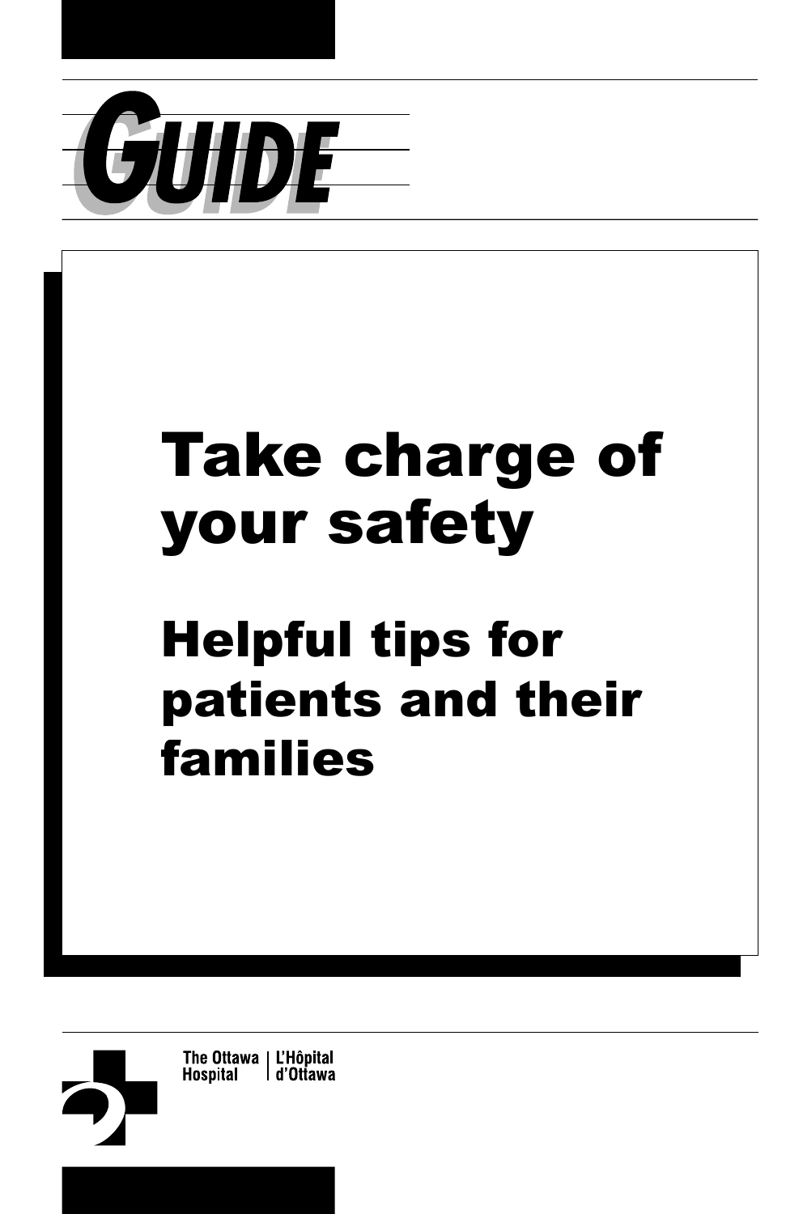GUIDE

# Take charge of your safety

## Helpful tips for patients and their families

The Ottawa Hospital | L'Hôpital d'Ottawa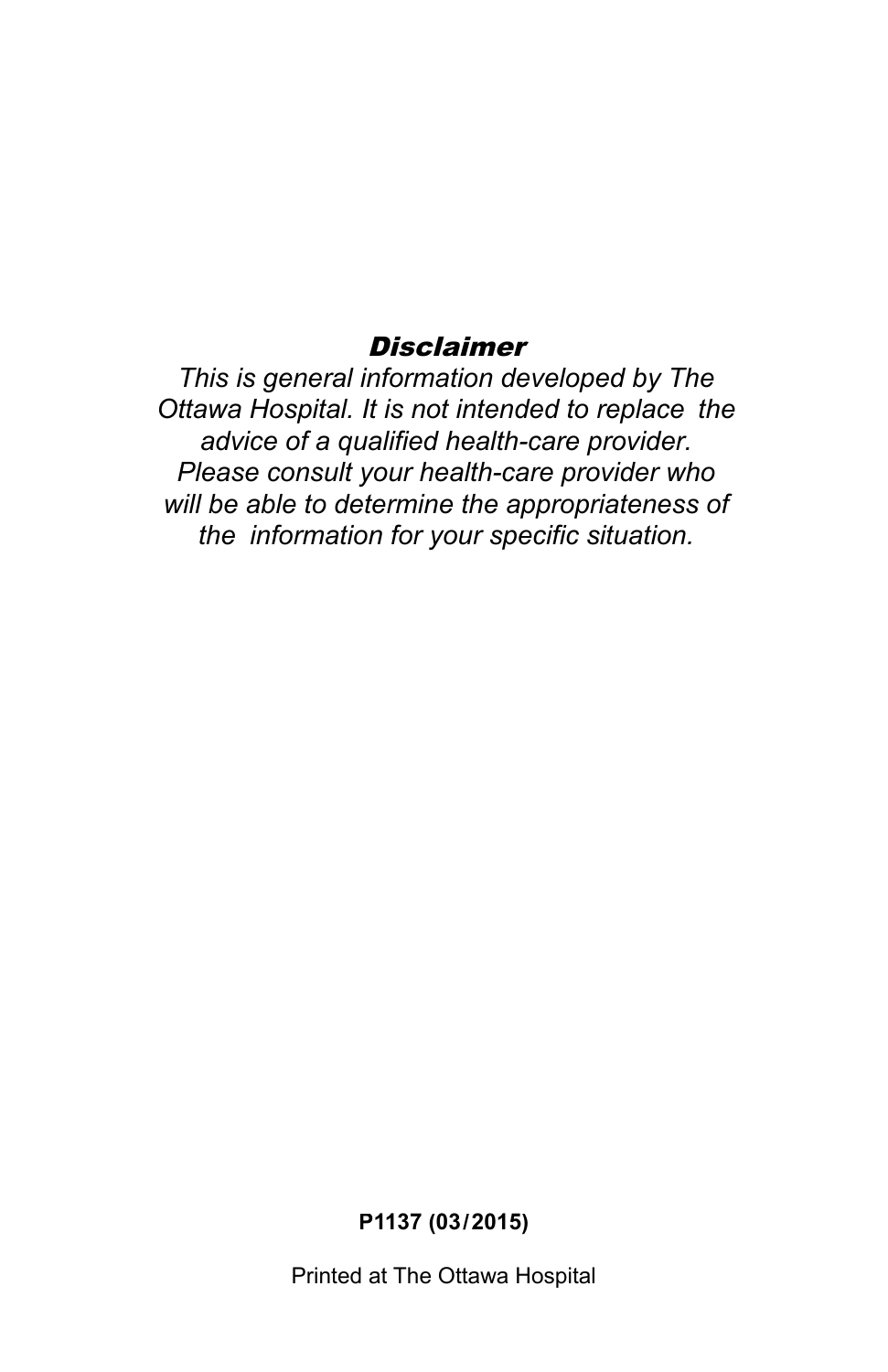### *Disclaimer*

*This is general information developed by The Ottawa Hospital. It is not intended to replace the advice of a qualified health-care provider. Please consult your health-care provider who will be able to determine the appropriateness of the information for your specific situation.*

**P1137 (03/2015)**

Printed at The Ottawa Hospital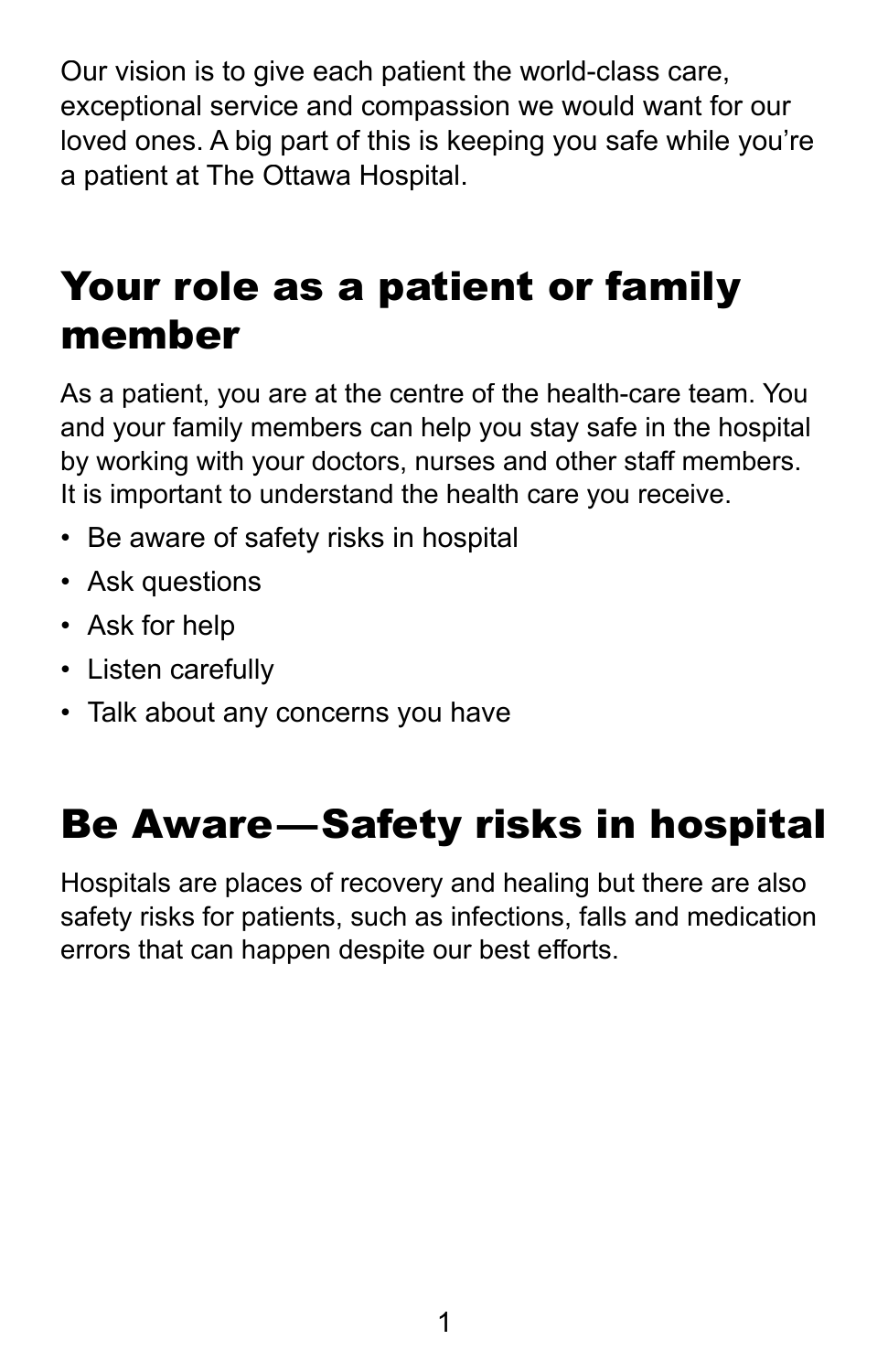Our vision is to give each patient the world-class care, exceptional service and compassion we would want for our loved ones. A big part of this is keeping you safe while you're a patient at The Ottawa Hospital.

## Your role as a patient or family member

As a patient, you are at the centre of the health-care team. You and your family members can help you stay safe in the hospital by working with your doctors, nurses and other staff members. It is important to understand the health care you receive.

- Be aware of safety risks in hospital
- Ask questions
- Ask for help
- Listen carefully
- Talk about any concerns you have

## Be Aware—Safety risks in hospital

Hospitals are places of recovery and healing but there are also safety risks for patients, such as infections, falls and medication errors that can happen despite our best efforts.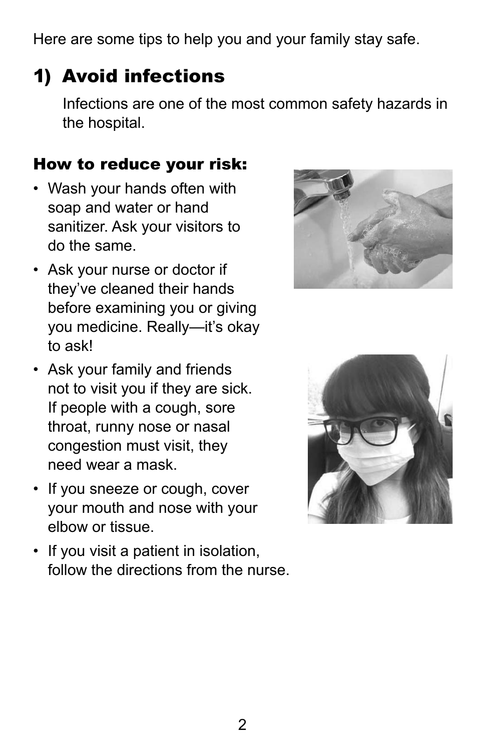Here are some tips to help you and your family stay safe.

## 1) Avoid infections

Infections are one of the most common safety hazards in the hospital.

### How to reduce your risk:

- Wash your hands often with soap and water or hand sanitizer. Ask your visitors to do the same.
- Ask your nurse or doctor if they've cleaned their hands before examining you or giving you medicine. Really—it's okay to ask!
- Ask your family and friends not to visit you if they are sick. If people with a cough, sore throat, runny nose or nasal congestion must visit, they need wear a mask.
- If you sneeze or cough, cover your mouth and nose with your elbow or tissue.
- If you visit a patient in isolation, follow the directions from the nurse.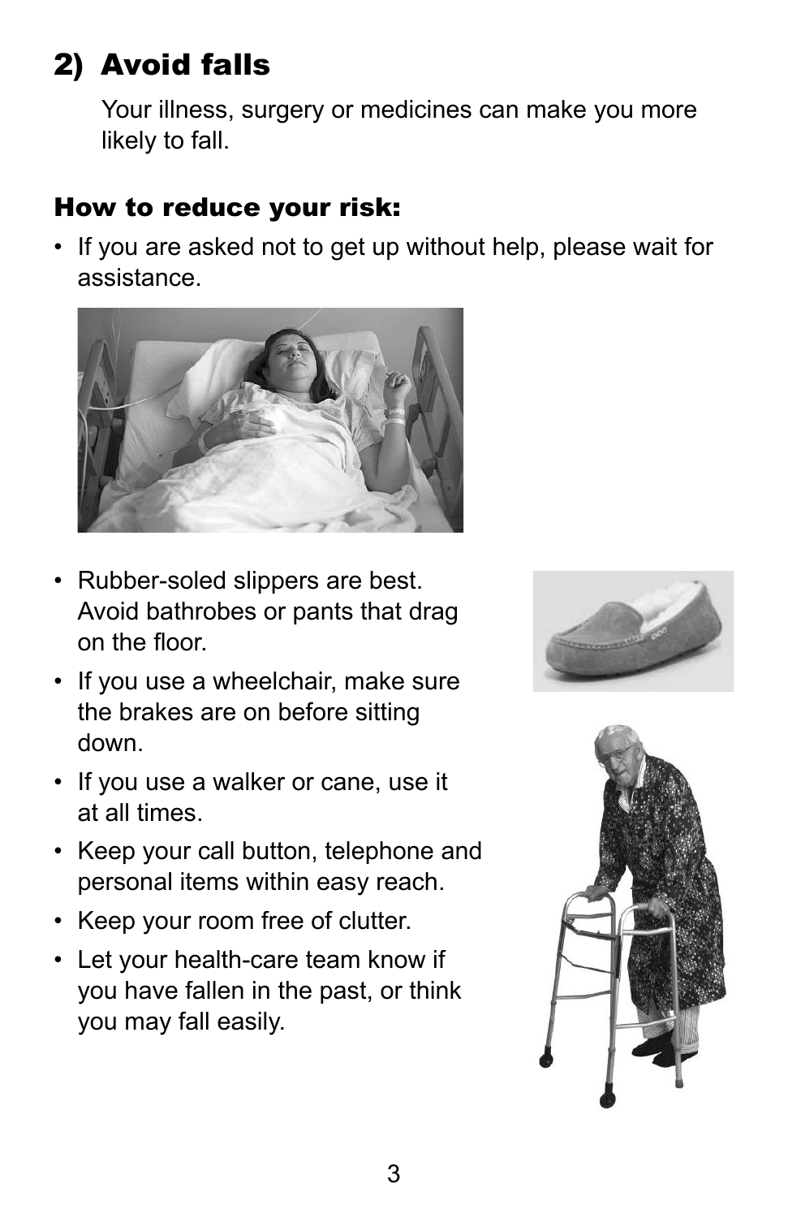## 2) Avoid falls

Your illness, surgery or medicines can make you more likely to fall.

### How to reduce your risk:

- If you are asked not to get up without help, please wait for assistance.
- Rubber-soled slippers are best. Avoid bathrobes or pants that drag on the floor.
- If you use a wheelchair, make sure the brakes are on before sitting down.
- If you use a walker or cane, use it at all times.
- Keep your call button, telephone and personal items within easy reach.
- Keep your room free of clutter.
- Let your health-care team know if you have fallen in the past, or think you may fall easily.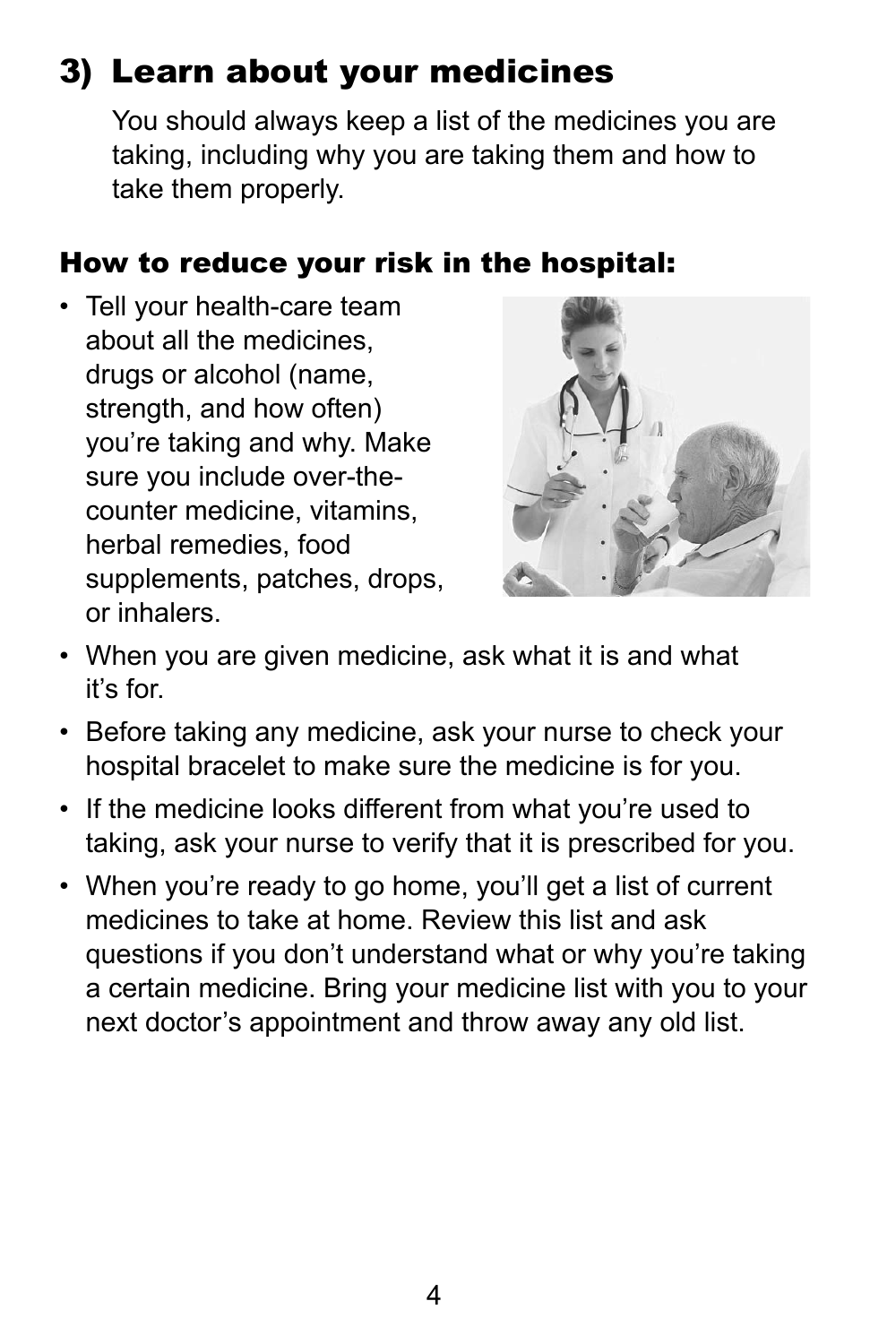## 3) Learn about your medicines

You should always keep a list of the medicines you are taking, including why you are taking them and how to take them properly.

### How to reduce your risk in the hospital:

- Tell your health-care team about all the medicines, drugs or alcohol (name, strength, and how often) you're taking and why. Make sure you include over-the-counter medicine, vitamins, herbal remedies, food supplements, patches, drops, or inhalers.
- When you are given medicine, ask what it is and what it's for.
- Before taking any medicine, ask your nurse to check your hospital bracelet to make sure the medicine is for you.
- If the medicine looks different from what you're used to taking, ask your nurse to verify that it is prescribed for you.
- When you're ready to go home, you'll get a list of current medicines to take at home. Review this list and ask questions if you don't understand what or why you're taking a certain medicine. Bring your medicine list with you to your next doctor's appointment and throw away any old list.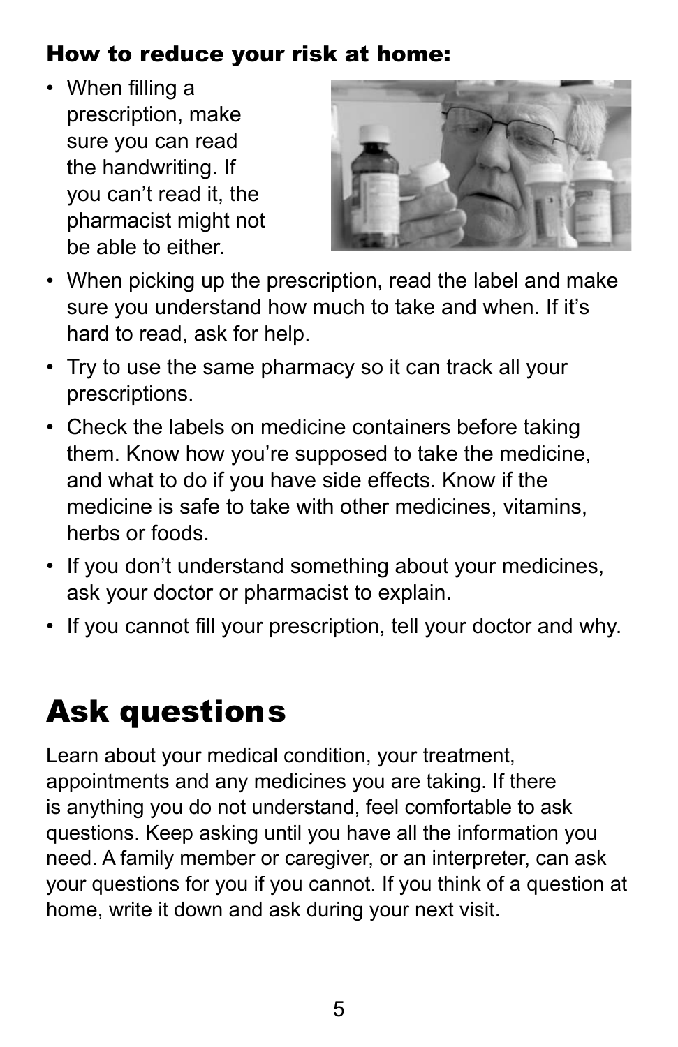#### How to reduce your risk at home:

- When filling a prescription, make sure you can read the handwriting. If you can't read it, the pharmacist might not be able to either.
- When picking up the prescription, read the label and make sure you understand how much to take and when. If it's hard to read, ask for help.
- Try to use the same pharmacy so it can track all your prescriptions.
- Check the labels on medicine containers before taking them. Know how you're supposed to take the medicine, and what to do if you have side effects. Know if the medicine is safe to take with other medicines, vitamins, herbs or foods.
- If you don't understand something about your medicines, ask your doctor or pharmacist to explain.
- If you cannot fill your prescription, tell your doctor and why.

# Ask questions

Learn about your medical condition, your treatment, appointments and any medicines you are taking. If there is anything you do not understand, feel comfortable to ask questions. Keep asking until you have all the information you need. A family member or caregiver, or an interpreter, can ask your questions for you if you cannot. If you think of a question at home, write it down and ask during your next visit.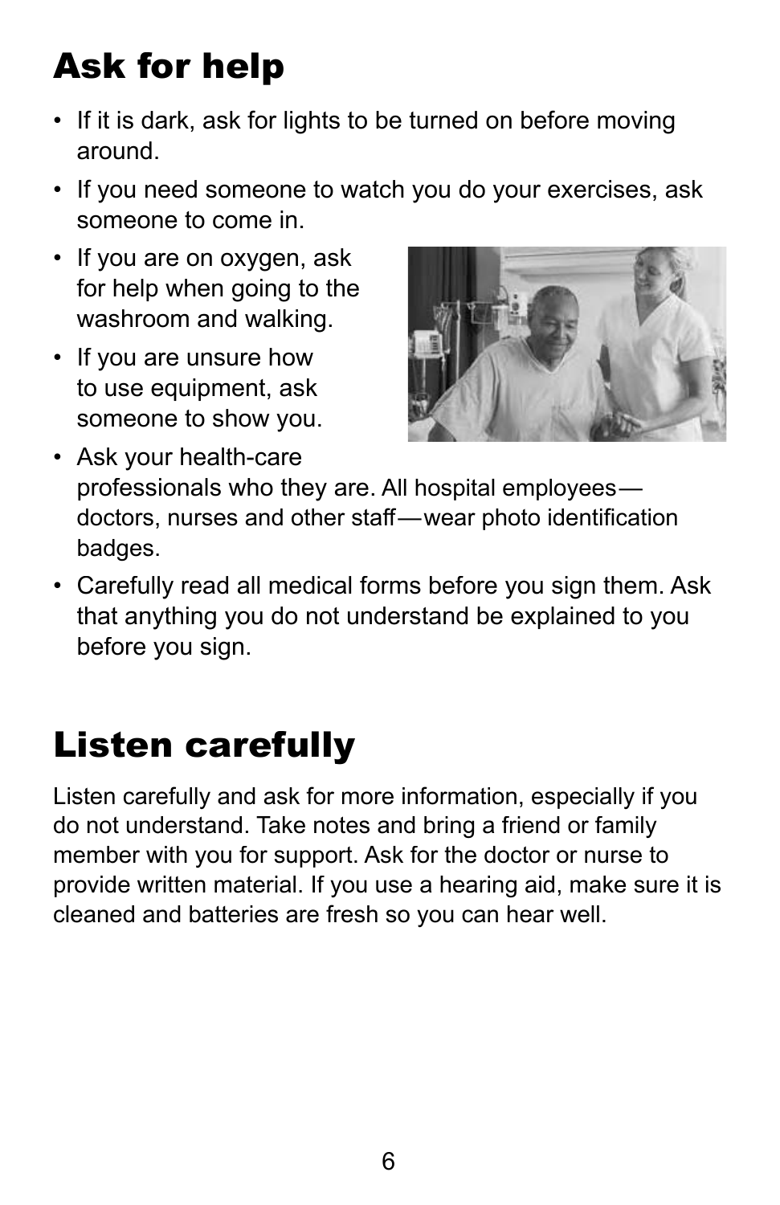## Ask for help

- If it is dark, ask for lights to be turned on before moving around.
- If you need someone to watch you do your exercises, ask someone to come in.
- If you are on oxygen, ask for help when going to the washroom and walking.
- If you are unsure how to use equipment, ask someone to show you.
- Ask your health-care professionals who they are. All hospital employees—doctors, nurses and other staff—wear photo identification badges.
- Carefully read all medical forms before you sign them. Ask that anything you do not understand be explained to you before you sign.

## Listen carefully

Listen carefully and ask for more information, especially if you do not understand. Take notes and bring a friend or family member with you for support. Ask for the doctor or nurse to provide written material. If you use a hearing aid, make sure it is cleaned and batteries are fresh so you can hear well.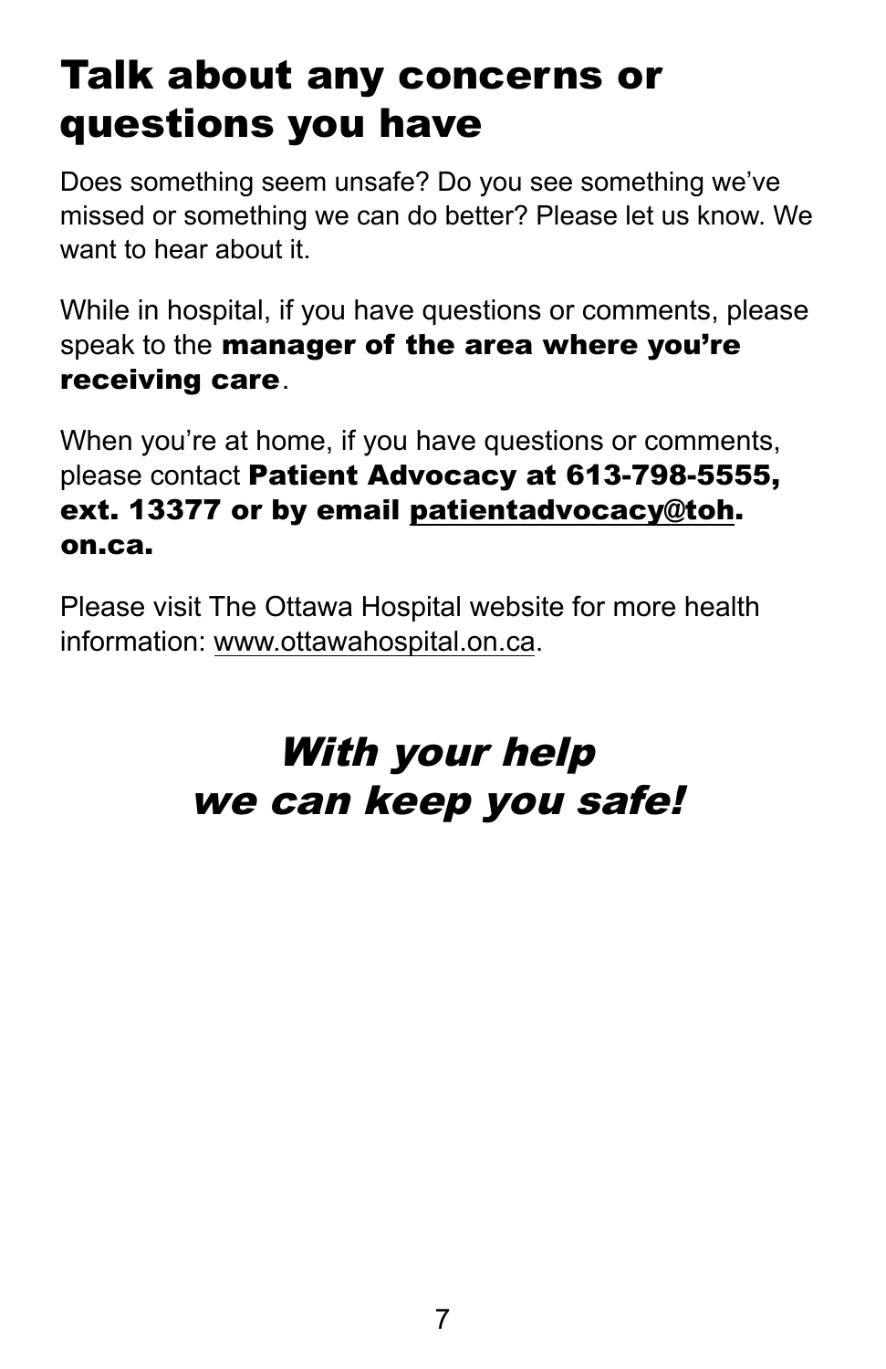# Talk about any concerns or questions you have

Does something seem unsafe? Do you see something we've missed or something we can do better? Please let us know. We want to hear about it.

While in hospital, if you have questions or comments, please speak to the **manager of the area where you're receiving care**.

When you're at home, if you have questions or comments, please contact **Patient Advocacy at 613-798-5555, ext. 13377 or by email patientadvocacy@toh.on.ca.**

Please visit The Ottawa Hospital website for more health information: www.ottawahospital.on.ca.

***With your help we can keep you safe!***